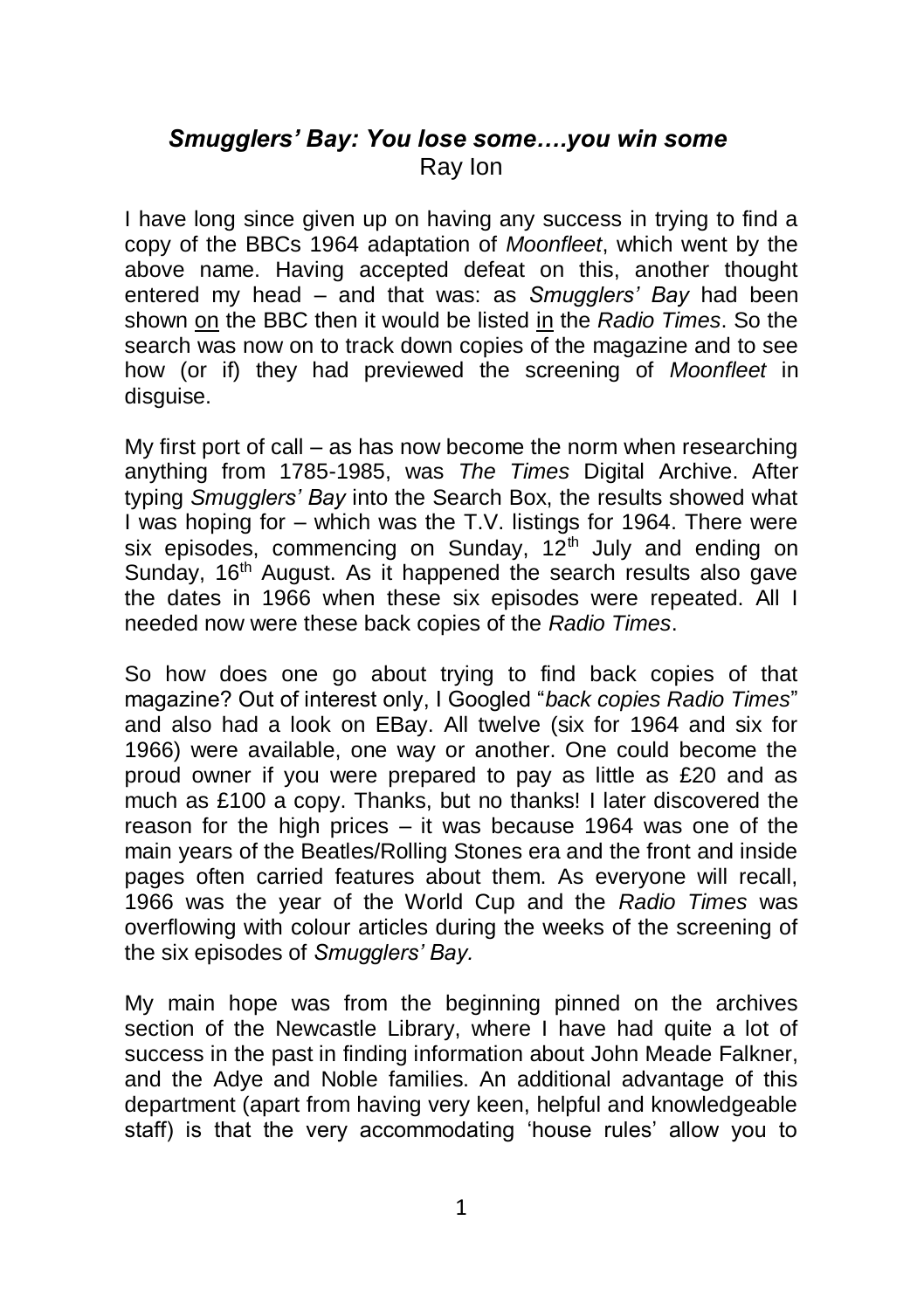## *Smugglers' Bay: You lose some….you win some*

Ray Ion

I have long since given up on having any success in trying to find a copy of the BBCs 1964 adaptation of *Moonfleet*, which went by the above name. Having accepted defeat on this, another thought entered my head – and that was: as *Smugglers' Bay* had been shown <u>on</u> the BBC then it would be listed <u>in</u> the *Radio Times*. So the search was now on to track down copies of the magazine and to see how (or if) they had previewed the screening of *Moonfleet* in disguise.

My first port of call – as has now become the norm when researching anything from 1785-1985, was *The Times* Digital Archive. After typing *Smugglers' Bay* into the Search Box, the results showed what I was hoping for – which was the T.V. listings for 1964. There were six episodes, commencing on Sunday, 12th July and ending on Sunday, 16th August. As it happened the search results also gave the dates in 1966 when these six episodes were repeated. All I needed now were these back copies of the *Radio Times*.

So how does one go about trying to find back copies of that magazine? Out of interest only, I Googled "*back copies Radio Times*" and also had a look on EBay. All twelve (six for 1964 and six for 1966) were available, one way or another. One could become the proud owner if you were prepared to pay as little as £20 and as much as £100 a copy. Thanks, but no thanks! I later discovered the reason for the high prices – it was because 1964 was one of the main years of the Beatles/Rolling Stones era and the front and inside pages often carried features about them. As everyone will recall, 1966 was the year of the World Cup and the *Radio Times* was overflowing with colour articles during the weeks of the screening of the six episodes of *Smugglers' Bay.*

My main hope was from the beginning pinned on the archives section of the Newcastle Library, where I have had quite a lot of success in the past in finding information about John Meade Falkner, and the Adye and Noble families. An additional advantage of this department (apart from having very keen, helpful and knowledgeable staff) is that the very accommodating 'house rules' allow you to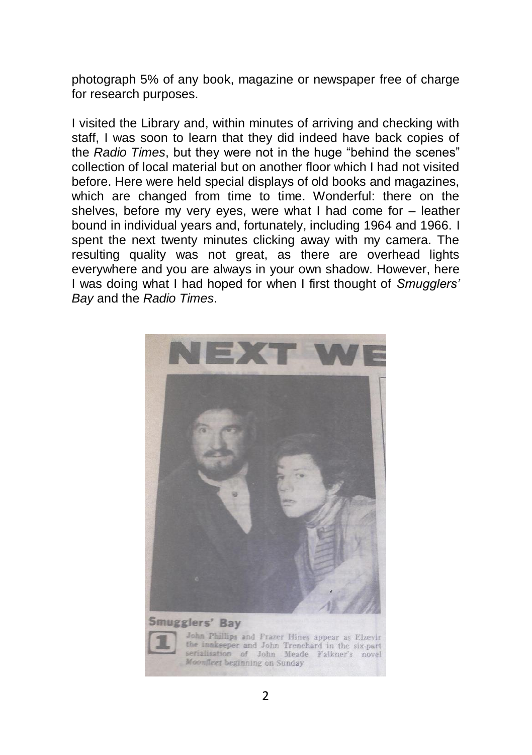photograph 5% of any book, magazine or newspaper free of charge for research purposes.

I visited the Library and, within minutes of arriving and checking with staff, I was soon to learn that they did indeed have back copies of the *Radio Times*, but they were not in the huge "behind the scenes" collection of local material but on another floor which I had not visited before. Here were held special displays of old books and magazines, which are changed from time to time. Wonderful: there on the shelves, before my very eyes, were what I had come for – leather bound in individual years and, fortunately, including 1964 and 1966. I spent the next twenty minutes clicking away with my camera. The resulting quality was not great, as there are overhead lights everywhere and you are always in your own shadow. However, here I was doing what I had hoped for when I first thought of *Smugglers' Bay* and the *Radio Times*.

NEXT WE

**Smugglers' Bay**

1 John Phillips and Frazer Hines appear as Elzevir the innkeeper and John Trenchard in the six-part serialisation of John Meade Falkner's novel *Moonfleet* beginning on Sunday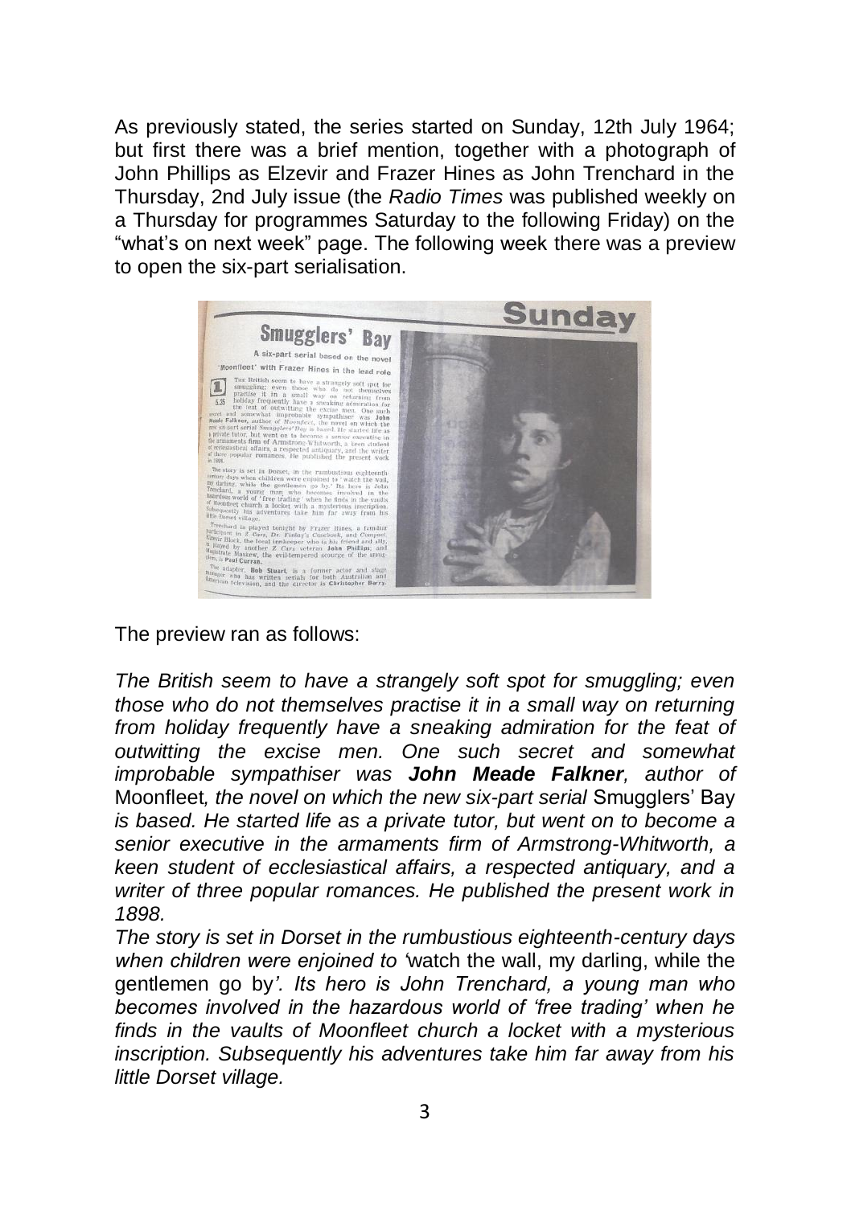As previously stated, the series started on Sunday, 12th July 1964; but first there was a brief mention, together with a photograph of John Phillips as Elzevir and Frazer Hines as John Trenchard in the Thursday, 2nd July issue (the *Radio Times* was published weekly on a Thursday for programmes Saturday to the following Friday) on the "what's on next week" page. The following week there was a preview to open the six-part serialisation.

The preview ran as follows:

*The British seem to have a strangely soft spot for smuggling; even those who do not themselves practise it in a small way on returning from holiday frequently have a sneaking admiration for the feat of outwitting the excise men. One such secret and somewhat improbable sympathiser was **John Meade Falkner**, author of* Moonfleet*, the novel on which the new six-part serial* Smugglers' Bay *is based. He started life as a private tutor, but went on to become a senior executive in the armaments firm of Armstrong-Whitworth, a keen student of ecclesiastical affairs, a respected antiquary, and a writer of three popular romances. He published the present work in 1898.*

*The story is set in Dorset in the rumbustious eighteenth-century days when children were enjoined to* 'watch the wall, my darling, while the gentlemen go by*'. Its hero is John Trenchard, a young man who becomes involved in the hazardous world of 'free trading' when he finds in the vaults of Moonfleet church a locket with a mysterious inscription. Subsequently his adventures take him far away from his little Dorset village.*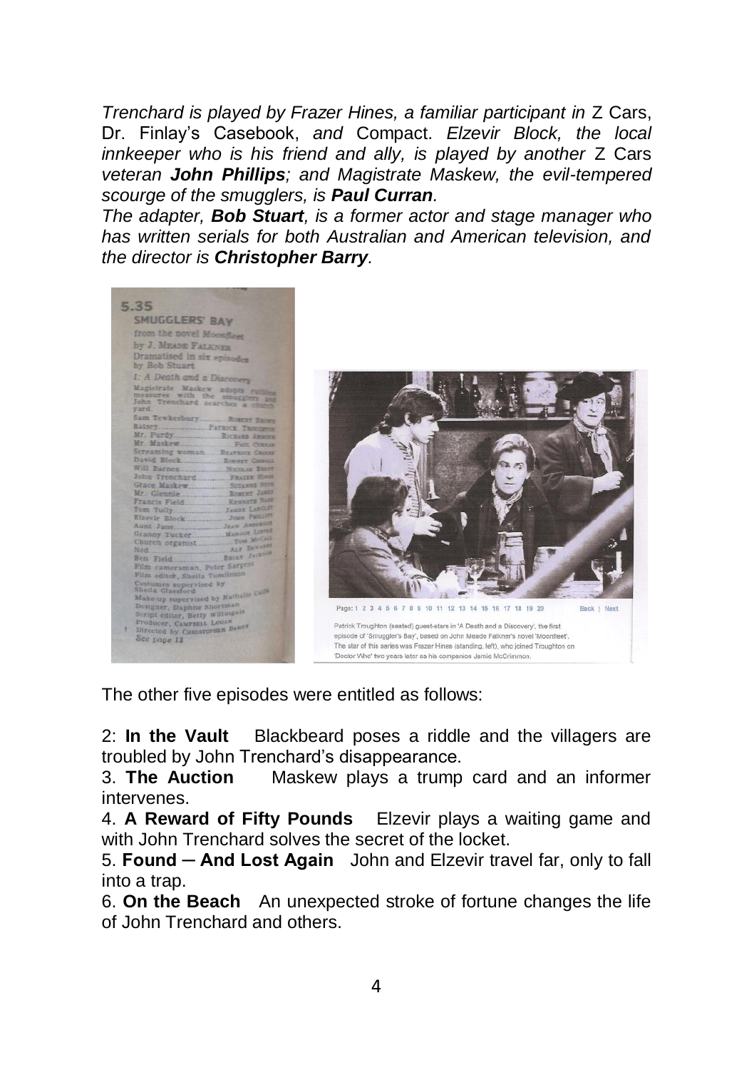*Trenchard is played by Frazer Hines, a familiar participant in* Z Cars, Dr. Finlay's Casebook, *and* Compact. *Elzevir Block, the local innkeeper who is his friend and ally, is played by another* Z Cars *veteran* ***John Phillips****; and Magistrate Maskew, the evil-tempered scourge of the smugglers, is* ***Paul Curran****.*

*The adapter,* ***Bob Stuart****, is a former actor and stage manager who has written serials for both Australian and American television, and the director is* ***Christopher Barry****.*

The other five episodes were entitled as follows:

2: **In the Vault** Blackbeard poses a riddle and the villagers are troubled by John Trenchard's disappearance.

3. **The Auction** Maskew plays a trump card and an informer intervenes.

4. **A Reward of Fifty Pounds** Elzevir plays a waiting game and with John Trenchard solves the secret of the locket.

5. **Found – And Lost Again** John and Elzevir travel far, only to fall into a trap.

6. **On the Beach** An unexpected stroke of fortune changes the life of John Trenchard and others.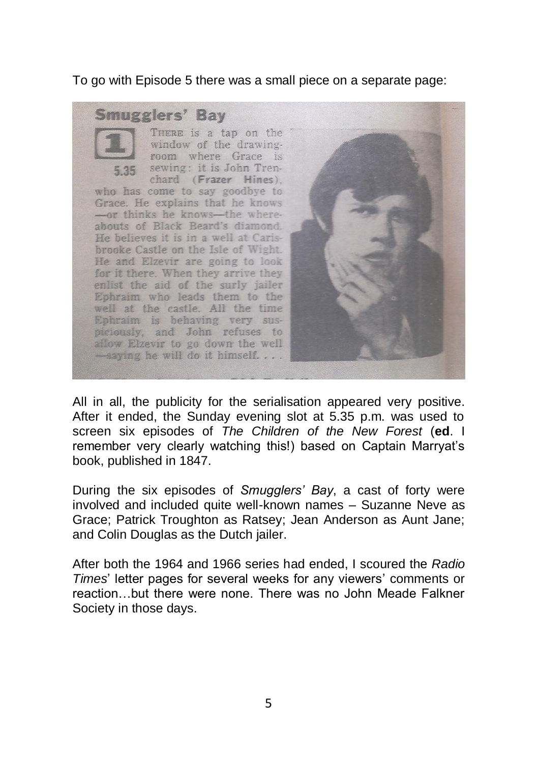To go with Episode 5 there was a small piece on a separate page:

**Smugglers' Bay**

**1** 5.35

THERE is a tap on the window of the drawing-room where Grace is sewing: it is John Trenchard (**Frazer Hines**), who has come to say goodbye to Grace. He explains that he knows —or thinks he knows—the whereabouts of Black Beard's diamond. He believes it is in a well at Carisbrooke Castle on the Isle of Wight. He and Elzevir are going to look for it there. When they arrive they enlist the aid of the surly jailer Ephraim who leads them to the well at the castle. All the time Ephraim is behaving very suspiciously, and John refuses to allow Elzevir to go down the well —saying he will do it himself. . . .

All in all, the publicity for the serialisation appeared very positive. After it ended, the Sunday evening slot at 5.35 p.m. was used to screen six episodes of *The Children of the New Forest* (**ed**. I remember very clearly watching this!) based on Captain Marryat's book, published in 1847.

During the six episodes of *Smugglers' Bay*, a cast of forty were involved and included quite well-known names – Suzanne Neve as Grace; Patrick Troughton as Ratsey; Jean Anderson as Aunt Jane; and Colin Douglas as the Dutch jailer.

After both the 1964 and 1966 series had ended, I scoured the *Radio Times*' letter pages for several weeks for any viewers' comments or reaction…but there were none. There was no John Meade Falkner Society in those days.